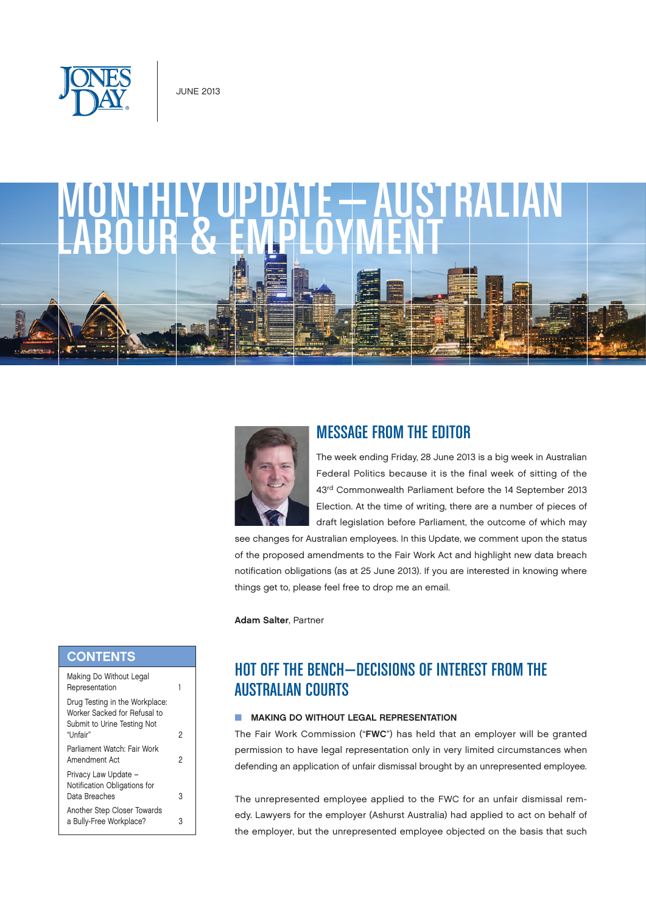JUNE 2013

# MONTHLY UPDATE — AUSTRALIAN LABOUR & EMPLOYMENT

## MESSAGE FROM THE EDITOR

The week ending Friday, 28 June 2013 is a big week in Australian Federal Politics because it is the final week of sitting of the 43rd Commonwealth Parliament before the 14 September 2013 Election. At the time of writing, there are a number of pieces of draft legislation before Parliament, the outcome of which may see changes for Australian employees. In this Update, we comment upon the status of the proposed amendments to the Fair Work Act and highlight new data breach notification obligations (as at 25 June 2013). If you are interested in knowing where things get to, please feel free to drop me an email.

**Adam Salter**, Partner

### CONTENTS

| | |
|---|---|
| Making Do Without Legal Representation | 1 |
| Drug Testing in the Workplace: Worker Sacked for Refusal to Submit to Urine Testing Not "Unfair" | 2 |
| Parliament Watch: Fair Work Amendment Act | 2 |
| Privacy Law Update – Notification Obligations for Data Breaches | 3 |
| Another Step Closer Towards a Bully-Free Workplace? | 3 |

## HOT OFF THE BENCH—DECISIONS OF INTEREST FROM THE AUSTRALIAN COURTS

### MAKING DO WITHOUT LEGAL REPRESENTATION

The Fair Work Commission ("**FWC**") has held that an employer will be granted permission to have legal representation only in very limited circumstances when defending an application of unfair dismissal brought by an unrepresented employee.

The unrepresented employee applied to the FWC for an unfair dismissal remedy. Lawyers for the employer (Ashurst Australia) had applied to act on behalf of the employer, but the unrepresented employee objected on the basis that such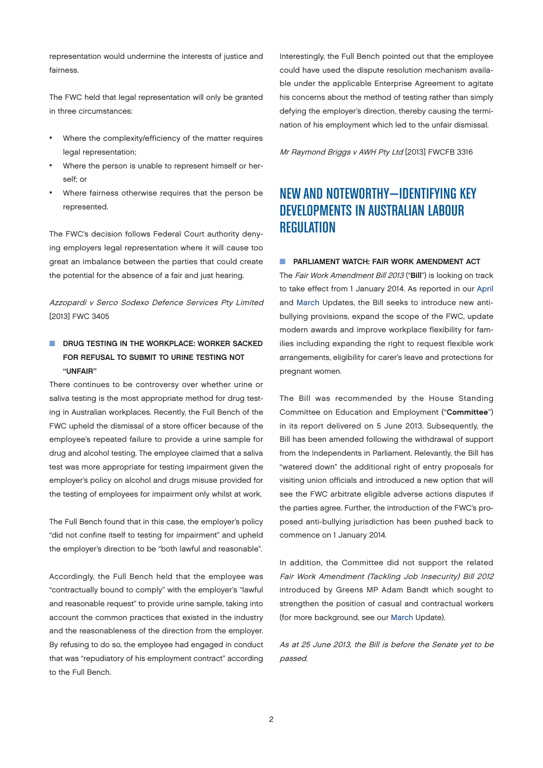representation would undermine the interests of justice and fairness.

The FWC held that legal representation will only be granted in three circumstances:

- Where the complexity/efficiency of the matter requires legal representation;
- Where the person is unable to represent himself or herself; or
- Where fairness otherwise requires that the person be represented.

The FWC's decision follows Federal Court authority denying employers legal representation where it will cause too great an imbalance between the parties that could create the potential for the absence of a fair and just hearing.

*Azzopardi v Serco Sodexo Defence Services Pty Limited* [2013] FWC 3405

### DRUG TESTING IN THE WORKPLACE: WORKER SACKED FOR REFUSAL TO SUBMIT TO URINE TESTING NOT "UNFAIR"

There continues to be controversy over whether urine or saliva testing is the most appropriate method for drug testing in Australian workplaces. Recently, the Full Bench of the FWC upheld the dismissal of a store officer because of the employee's repeated failure to provide a urine sample for drug and alcohol testing. The employee claimed that a saliva test was more appropriate for testing impairment given the employer's policy on alcohol and drugs misuse provided for the testing of employees for impairment only whilst at work.

The Full Bench found that in this case, the employer's policy "did not confine itself to testing for impairment" and upheld the employer's direction to be "both lawful and reasonable".

Accordingly, the Full Bench held that the employee was "contractually bound to comply" with the employer's "lawful and reasonable request" to provide urine sample, taking into account the common practices that existed in the industry and the reasonableness of the direction from the employer. By refusing to do so, the employee had engaged in conduct that was "repudiatory of his employment contract" according to the Full Bench.

Interestingly, the Full Bench pointed out that the employee could have used the dispute resolution mechanism available under the applicable Enterprise Agreement to agitate his concerns about the method of testing rather than simply defying the employer's direction, thereby causing the termination of his employment which led to the unfair dismissal.

*Mr Raymond Briggs v AWH Pty Ltd* [2013] FWCFB 3316

## NEW AND NOTEWORTHY—IDENTIFYING KEY DEVELOPMENTS IN AUSTRALIAN LABOUR REGULATION

### PARLIAMENT WATCH: FAIR WORK AMENDMENT ACT

The *Fair Work Amendment Bill 2013* ("**Bill**") is looking on track to take effect from 1 January 2014. As reported in our April and March Updates, the Bill seeks to introduce new anti-bullying provisions, expand the scope of the FWC, update modern awards and improve workplace flexibility for families including expanding the right to request flexible work arrangements, eligibility for carer's leave and protections for pregnant women.

The Bill was recommended by the House Standing Committee on Education and Employment ("**Committee**") in its report delivered on 5 June 2013. Subsequently, the Bill has been amended following the withdrawal of support from the Independents in Parliament. Relevantly, the Bill has "watered down" the additional right of entry proposals for visiting union officials and introduced a new option that will see the FWC arbitrate eligible adverse actions disputes if the parties agree. Further, the introduction of the FWC's proposed anti-bullying jurisdiction has been pushed back to commence on 1 January 2014.

In addition, the Committee did not support the related *Fair Work Amendment (Tackling Job Insecurity) Bill 2012* introduced by Greens MP Adam Bandt which sought to strengthen the position of casual and contractual workers (for more background, see our March Update).

*As at 25 June 2013, the Bill is before the Senate yet to be passed.*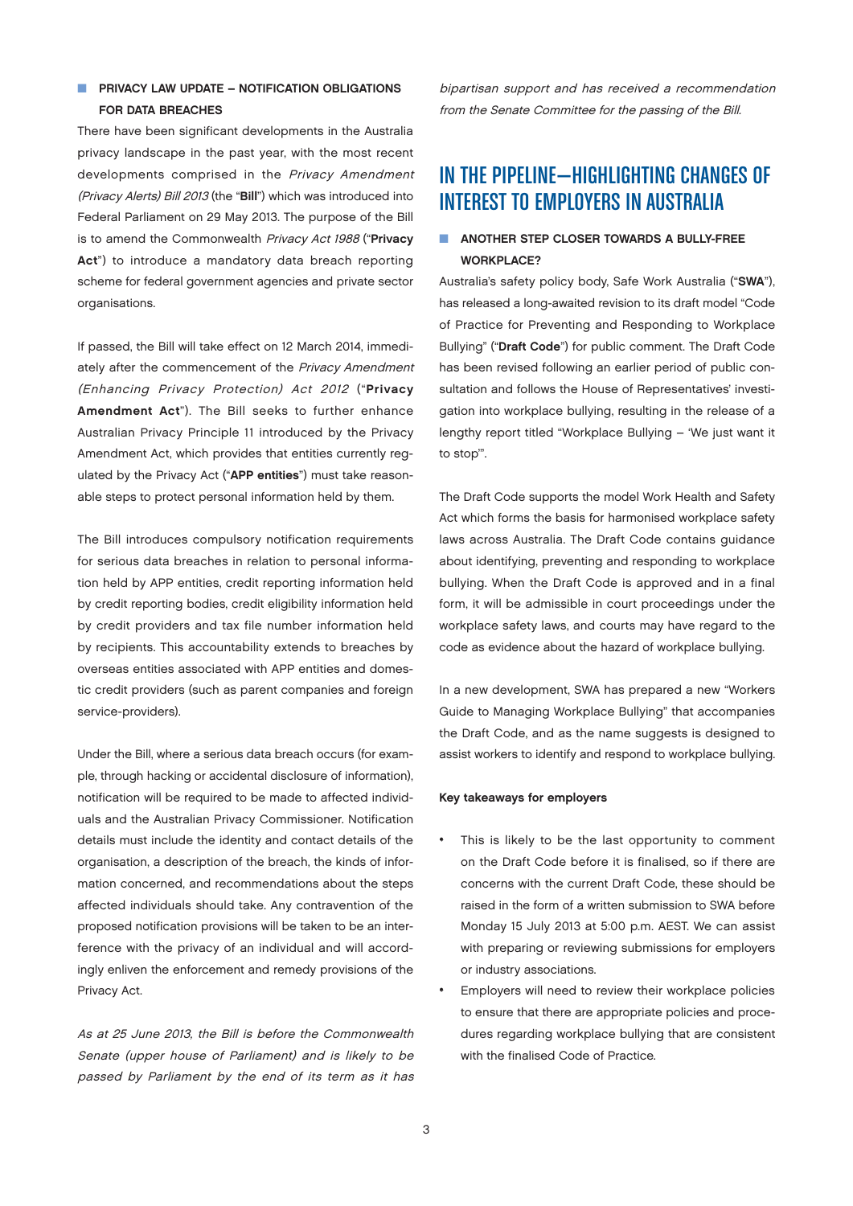### PRIVACY LAW UPDATE – NOTIFICATION OBLIGATIONS FOR DATA BREACHES

There have been significant developments in the Australia privacy landscape in the past year, with the most recent developments comprised in the *Privacy Amendment (Privacy Alerts) Bill 2013* (the "**Bill**") which was introduced into Federal Parliament on 29 May 2013. The purpose of the Bill is to amend the Commonwealth *Privacy Act 1988* ("**Privacy Act**") to introduce a mandatory data breach reporting scheme for federal government agencies and private sector organisations.

If passed, the Bill will take effect on 12 March 2014, immediately after the commencement of the *Privacy Amendment (Enhancing Privacy Protection) Act 2012* ("**Privacy Amendment Act**"). The Bill seeks to further enhance Australian Privacy Principle 11 introduced by the Privacy Amendment Act, which provides that entities currently regulated by the Privacy Act ("**APP entities**") must take reasonable steps to protect personal information held by them.

The Bill introduces compulsory notification requirements for serious data breaches in relation to personal information held by APP entities, credit reporting information held by credit reporting bodies, credit eligibility information held by credit providers and tax file number information held by recipients. This accountability extends to breaches by overseas entities associated with APP entities and domestic credit providers (such as parent companies and foreign service-providers).

Under the Bill, where a serious data breach occurs (for example, through hacking or accidental disclosure of information), notification will be required to be made to affected individuals and the Australian Privacy Commissioner. Notification details must include the identity and contact details of the organisation, a description of the breach, the kinds of information concerned, and recommendations about the steps affected individuals should take. Any contravention of the proposed notification provisions will be taken to be an interference with the privacy of an individual and will accordingly enliven the enforcement and remedy provisions of the Privacy Act.

*As at 25 June 2013, the Bill is before the Commonwealth Senate (upper house of Parliament) and is likely to be passed by Parliament by the end of its term as it has bipartisan support and has received a recommendation from the Senate Committee for the passing of the Bill.*

## IN THE PIPELINE—HIGHLIGHTING CHANGES OF INTEREST TO EMPLOYERS IN AUSTRALIA

### ANOTHER STEP CLOSER TOWARDS A BULLY-FREE WORKPLACE?

Australia's safety policy body, Safe Work Australia ("**SWA**"), has released a long-awaited revision to its draft model "Code of Practice for Preventing and Responding to Workplace Bullying" ("**Draft Code**") for public comment. The Draft Code has been revised following an earlier period of public consultation and follows the House of Representatives' investigation into workplace bullying, resulting in the release of a lengthy report titled "Workplace Bullying – 'We just want it to stop'".

The Draft Code supports the model Work Health and Safety Act which forms the basis for harmonised workplace safety laws across Australia. The Draft Code contains guidance about identifying, preventing and responding to workplace bullying. When the Draft Code is approved and in a final form, it will be admissible in court proceedings under the workplace safety laws, and courts may have regard to the code as evidence about the hazard of workplace bullying.

In a new development, SWA has prepared a new "Workers Guide to Managing Workplace Bullying" that accompanies the Draft Code, and as the name suggests is designed to assist workers to identify and respond to workplace bullying.

**Key takeaways for employers**

- This is likely to be the last opportunity to comment on the Draft Code before it is finalised, so if there are concerns with the current Draft Code, these should be raised in the form of a written submission to SWA before Monday 15 July 2013 at 5:00 p.m. AEST. We can assist with preparing or reviewing submissions for employers or industry associations.
- Employers will need to review their workplace policies to ensure that there are appropriate policies and procedures regarding workplace bullying that are consistent with the finalised Code of Practice.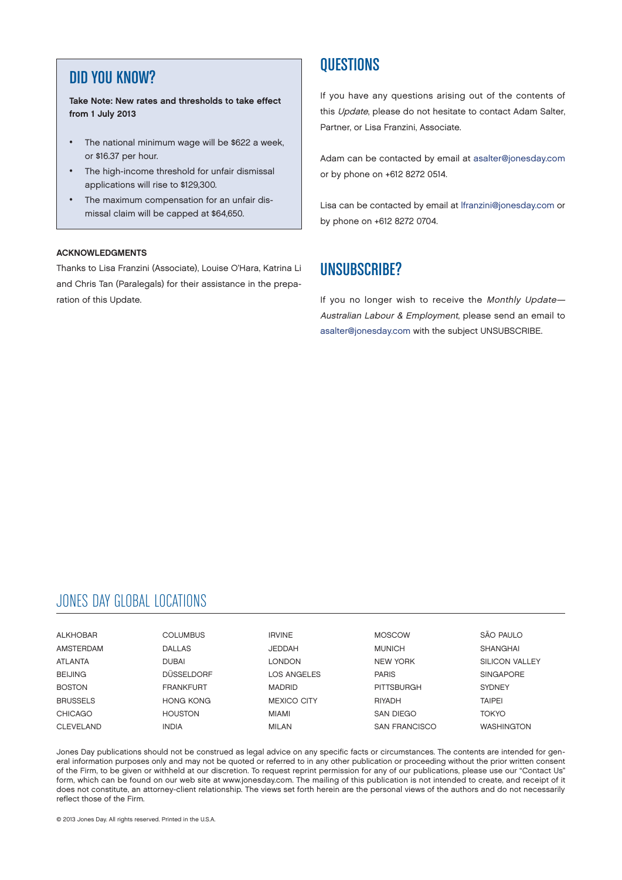## DID YOU KNOW?

**Take Note: New rates and thresholds to take effect from 1 July 2013**

- The national minimum wage will be $622 a week, or $16.37 per hour.
- The high-income threshold for unfair dismissal applications will rise to $129,300.
- The maximum compensation for an unfair dismissal claim will be capped at $64,650.

**ACKNOWLEDGMENTS**

Thanks to Lisa Franzini (Associate), Louise O'Hara, Katrina Li and Chris Tan (Paralegals) for their assistance in the preparation of this Update.

## QUESTIONS

If you have any questions arising out of the contents of this *Update*, please do not hesitate to contact Adam Salter, Partner, or Lisa Franzini, Associate.

Adam can be contacted by email at asalter@jonesday.com or by phone on +612 8272 0514.

Lisa can be contacted by email at lfranzini@jonesday.com or by phone on +612 8272 0704.

## UNSUBSCRIBE?

If you no longer wish to receive the *Monthly Update—Australian Labour & Employment*, please send an email to asalter@jonesday.com with the subject UNSUBSCRIBE.

## JONES DAY GLOBAL LOCATIONS

| | | | | |
|---|---|---|---|---|
| ALKHOBAR | COLUMBUS | IRVINE | MOSCOW | SÃO PAULO |
| AMSTERDAM | DALLAS | JEDDAH | MUNICH | SHANGHAI |
| ATLANTA | DUBAI | LONDON | NEW YORK | SILICON VALLEY |
| BEIJING | DÜSSELDORF | LOS ANGELES | PARIS | SINGAPORE |
| BOSTON | FRANKFURT | MADRID | PITTSBURGH | SYDNEY |
| BRUSSELS | HONG KONG | MEXICO CITY | RIYADH | TAIPEI |
| CHICAGO | HOUSTON | MIAMI | SAN DIEGO | TOKYO |
| CLEVELAND | INDIA | MILAN | SAN FRANCISCO | WASHINGTON |

Jones Day publications should not be construed as legal advice on any specific facts or circumstances. The contents are intended for general information purposes only and may not be quoted or referred to in any other publication or proceeding without the prior written consent of the Firm, to be given or withheld at our discretion. To request reprint permission for any of our publications, please use our "Contact Us" form, which can be found on our web site at www.jonesday.com. The mailing of this publication is not intended to create, and receipt of it does not constitute, an attorney-client relationship. The views set forth herein are the personal views of the authors and do not necessarily reflect those of the Firm.

© 2013 Jones Day. All rights reserved. Printed in the U.S.A.